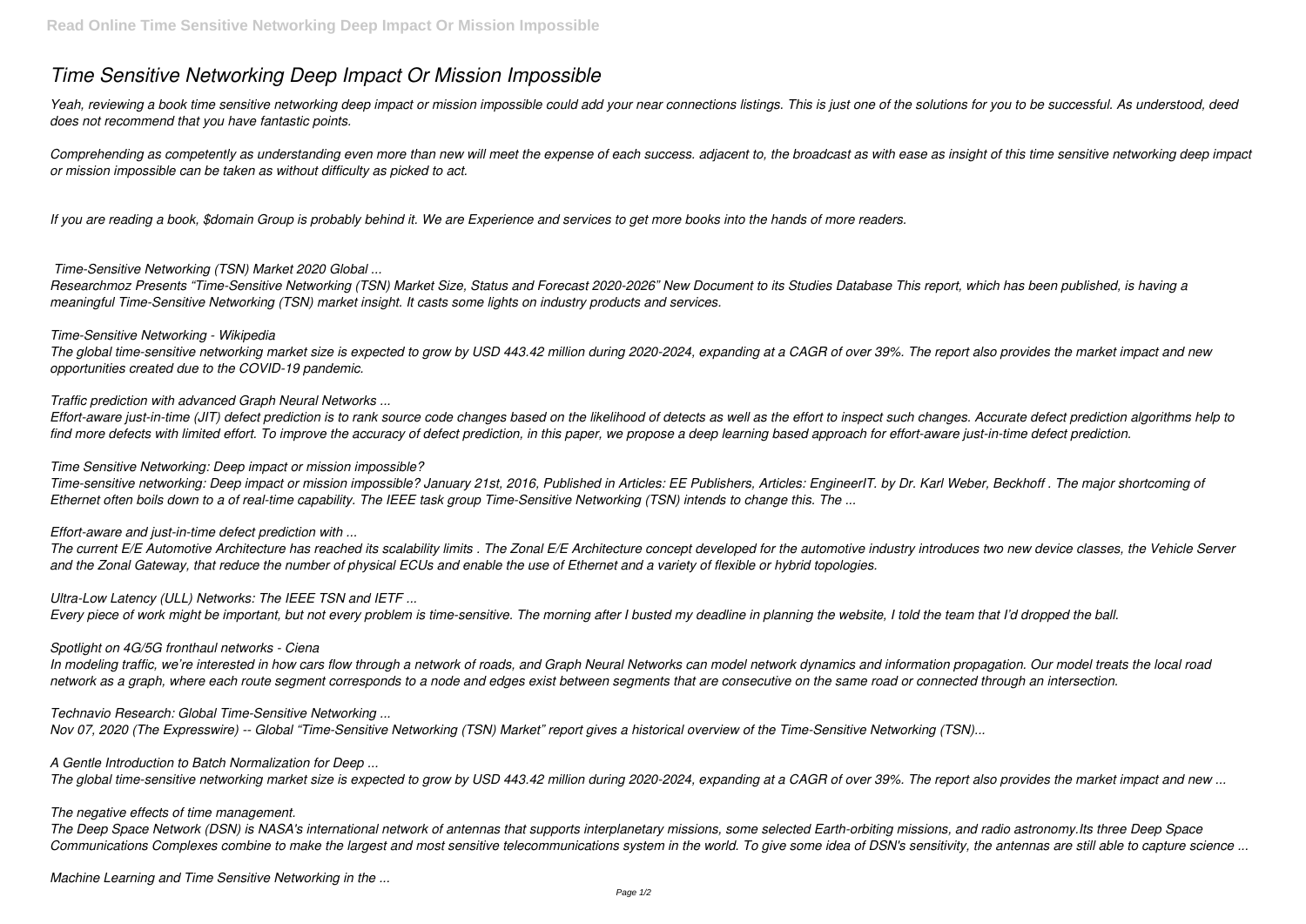# *Time Sensitive Networking Deep Impact Or Mission Impossible*

*Yeah, reviewing a book time sensitive networking deep impact or mission impossible could add your near connections listings. This is just one of the solutions for you to be successful. As understood, deed does not recommend that you have fantastic points.*

*Comprehending as competently as understanding even more than new will meet the expense of each success. adjacent to, the broadcast as with ease as insight of this time sensitive networking deep impact or mission impossible can be taken as without difficulty as picked to act.*

*If you are reading a book, $domain Group is probably behind it. We are Experience and services to get more books into the hands of more readers.*

*Time-Sensitive Networking (TSN) Market 2020 Global ...*

*Researchmoz Presents "Time-Sensitive Networking (TSN) Market Size, Status and Forecast 2020-2026" New Document to its Studies Database This report, which has been published, is having a meaningful Time-Sensitive Networking (TSN) market insight. It casts some lights on industry products and services.*

*Time-Sensitive Networking - Wikipedia*

*The global time-sensitive networking market size is expected to grow by USD 443.42 million during 2020-2024, expanding at a CAGR of over 39%. The report also provides the market impact and new opportunities created due to the COVID-19 pandemic.*

*Traffic prediction with advanced Graph Neural Networks ...*

*Effort-aware just-in-time (JIT) defect prediction is to rank source code changes based on the likelihood of detects as well as the effort to inspect such changes. Accurate defect prediction algorithms help to find more defects with limited effort. To improve the accuracy of defect prediction, in this paper, we propose a deep learning based approach for effort-aware just-in-time defect prediction.*

*Time Sensitive Networking: Deep impact or mission impossible?*

*Time-sensitive networking: Deep impact or mission impossible? January 21st, 2016, Published in Articles: EE Publishers, Articles: EngineerIT. by Dr. Karl Weber, Beckhoff . The major shortcoming of Ethernet often boils down to a of real-time capability. The IEEE task group Time-Sensitive Networking (TSN) intends to change this. The ...*

*Effort-aware and just-in-time defect prediction with ...*

*The current E/E Automotive Architecture has reached its scalability limits . The Zonal E/E Architecture concept developed for the automotive industry introduces two new device classes, the Vehicle Server and the Zonal Gateway, that reduce the number of physical ECUs and enable the use of Ethernet and a variety of flexible or hybrid topologies.*

*Ultra-Low Latency (ULL) Networks: The IEEE TSN and IETF ...*

*Every piece of work might be important, but not every problem is time-sensitive. The morning after I busted my deadline in planning the website, I told the team that I'd dropped the ball.*

*Spotlight on 4G/5G fronthaul networks - Ciena*

*In modeling traffic, we're interested in how cars flow through a network of roads, and Graph Neural Networks can model network dynamics and information propagation. Our model treats the local road network as a graph, where each route segment corresponds to a node and edges exist between segments that are consecutive on the same road or connected through an intersection.*

*Technavio Research: Global Time-Sensitive Networking ...*

*Nov 07, 2020 (The Expresswire) -- Global "Time-Sensitive Networking (TSN) Market" report gives a historical overview of the Time-Sensitive Networking (TSN)...*

*A Gentle Introduction to Batch Normalization for Deep ...*

*The global time-sensitive networking market size is expected to grow by USD 443.42 million during 2020-2024, expanding at a CAGR of over 39%. The report also provides the market impact and new ...*

*The negative effects of time management.*

*The Deep Space Network (DSN) is NASA's international network of antennas that supports interplanetary missions, some selected Earth-orbiting missions, and radio astronomy.Its three Deep Space Communications Complexes combine to make the largest and most sensitive telecommunications system in the world. To give some idea of DSN's sensitivity, the antennas are still able to capture science ...*

*Machine Learning and Time Sensitive Networking in the ...*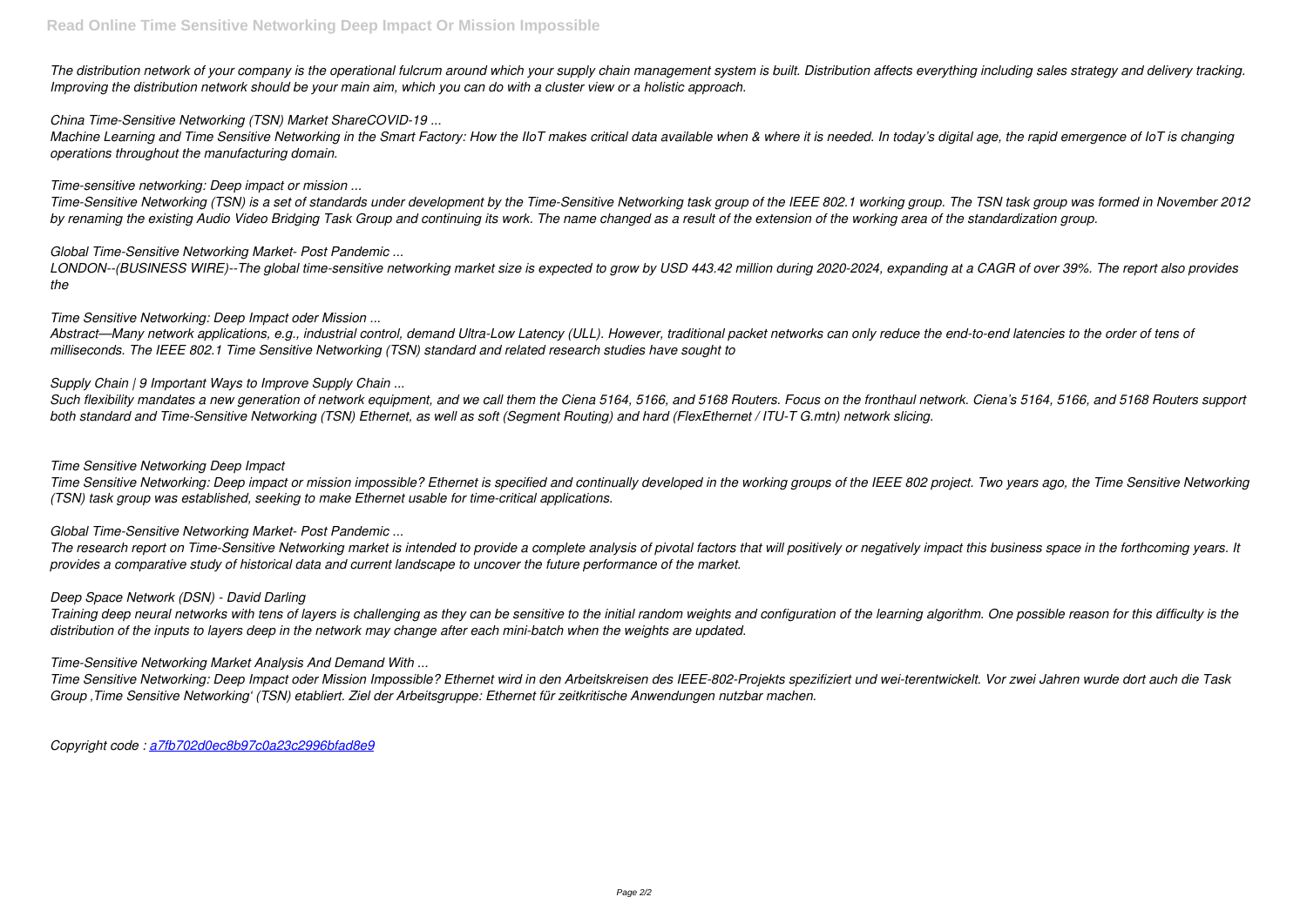*The distribution network of your company is the operational fulcrum around which your supply chain management system is built. Distribution affects everything including sales strategy and delivery tracking. Improving the distribution network should be your main aim, which you can do with a cluster view or a holistic approach.*

*China Time-Sensitive Networking (TSN) Market ShareCOVID-19 ...*

*Machine Learning and Time Sensitive Networking in the Smart Factory: How the IIoT makes critical data available when & where it is needed. In today's digital age, the rapid emergence of IoT is changing operations throughout the manufacturing domain.*

*Time-sensitive networking: Deep impact or mission ...*

*Time-Sensitive Networking (TSN) is a set of standards under development by the Time-Sensitive Networking task group of the IEEE 802.1 working group. The TSN task group was formed in November 2012 by renaming the existing Audio Video Bridging Task Group and continuing its work. The name changed as a result of the extension of the working area of the standardization group.*

*Global Time-Sensitive Networking Market- Post Pandemic ...*

*LONDON--(BUSINESS WIRE)--The global time-sensitive networking market size is expected to grow by USD 443.42 million during 2020-2024, expanding at a CAGR of over 39%. The report also provides the*

*Time Sensitive Networking: Deep Impact oder Mission ...*

*Abstract—Many network applications, e.g., industrial control, demand Ultra-Low Latency (ULL). However, traditional packet networks can only reduce the end-to-end latencies to the order of tens of milliseconds. The IEEE 802.1 Time Sensitive Networking (TSN) standard and related research studies have sought to*

*Supply Chain | 9 Important Ways to Improve Supply Chain ...*

*Such flexibility mandates a new generation of network equipment, and we call them the Ciena 5164, 5166, and 5168 Routers. Focus on the fronthaul network. Ciena's 5164, 5166, and 5168 Routers support both standard and Time-Sensitive Networking (TSN) Ethernet, as well as soft (Segment Routing) and hard (FlexEthernet / ITU-T G.mtn) network slicing.*

*Time Sensitive Networking Deep Impact*

*Time Sensitive Networking: Deep impact or mission impossible? Ethernet is specified and continually developed in the working groups of the IEEE 802 project. Two years ago, the Time Sensitive Networking (TSN) task group was established, seeking to make Ethernet usable for time-critical applications.*

*Global Time-Sensitive Networking Market- Post Pandemic ...*

*The research report on Time-Sensitive Networking market is intended to provide a complete analysis of pivotal factors that will positively or negatively impact this business space in the forthcoming years. It provides a comparative study of historical data and current landscape to uncover the future performance of the market.*

*Deep Space Network (DSN) - David Darling*

*Training deep neural networks with tens of layers is challenging as they can be sensitive to the initial random weights and configuration of the learning algorithm. One possible reason for this difficulty is the distribution of the inputs to layers deep in the network may change after each mini-batch when the weights are updated.*

*Time-Sensitive Networking Market Analysis And Demand With ...*

*Time Sensitive Networking: Deep Impact oder Mission Impossible? Ethernet wird in den Arbeitskreisen des IEEE-802-Projekts spezifiziert und wei-terentwickelt. Vor zwei Jahren wurde dort auch die Task Group ‚Time Sensitive Networking' (TSN) etabliert. Ziel der Arbeitsgruppe: Ethernet für zeitkritische Anwendungen nutzbar machen.*

*Copyright code : a7fb702d0ec8b97c0a23c2996bfad8e9*